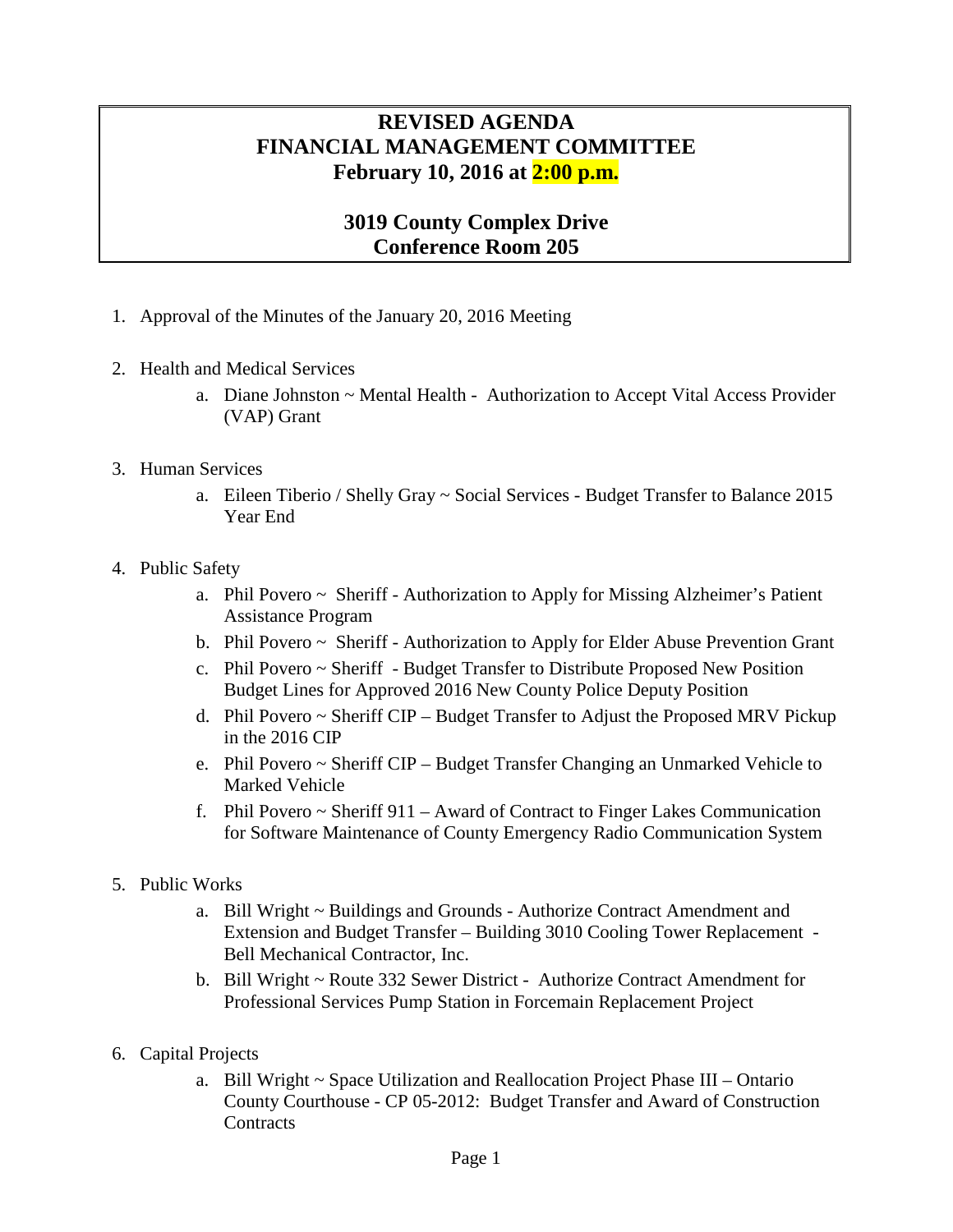# REVISED AGENDA
# FINANCIAL MANAGEMENT COMMITTEE
## February 10, 2016 at 2:00 p.m.

## 3019 County Complex Drive
## Conference Room 205

1. Approval of the Minutes of the January 20, 2016 Meeting

2. Health and Medical Services
   a. Diane Johnston ~ Mental Health - Authorization to Accept Vital Access Provider (VAP) Grant

3. Human Services
   a. Eileen Tiberio / Shelly Gray ~ Social Services - Budget Transfer to Balance 2015 Year End

4. Public Safety
   a. Phil Povero ~ Sheriff - Authorization to Apply for Missing Alzheimer's Patient Assistance Program
   b. Phil Povero ~ Sheriff - Authorization to Apply for Elder Abuse Prevention Grant
   c. Phil Povero ~ Sheriff - Budget Transfer to Distribute Proposed New Position Budget Lines for Approved 2016 New County Police Deputy Position
   d. Phil Povero ~ Sheriff CIP – Budget Transfer to Adjust the Proposed MRV Pickup in the 2016 CIP
   e. Phil Povero ~ Sheriff CIP – Budget Transfer Changing an Unmarked Vehicle to Marked Vehicle
   f. Phil Povero ~ Sheriff 911 – Award of Contract to Finger Lakes Communication for Software Maintenance of County Emergency Radio Communication System

5. Public Works
   a. Bill Wright ~ Buildings and Grounds - Authorize Contract Amendment and Extension and Budget Transfer – Building 3010 Cooling Tower Replacement - Bell Mechanical Contractor, Inc.
   b. Bill Wright ~ Route 332 Sewer District - Authorize Contract Amendment for Professional Services Pump Station in Forcemain Replacement Project

6. Capital Projects
   a. Bill Wright ~ Space Utilization and Reallocation Project Phase III – Ontario County Courthouse - CP 05-2012: Budget Transfer and Award of Construction Contracts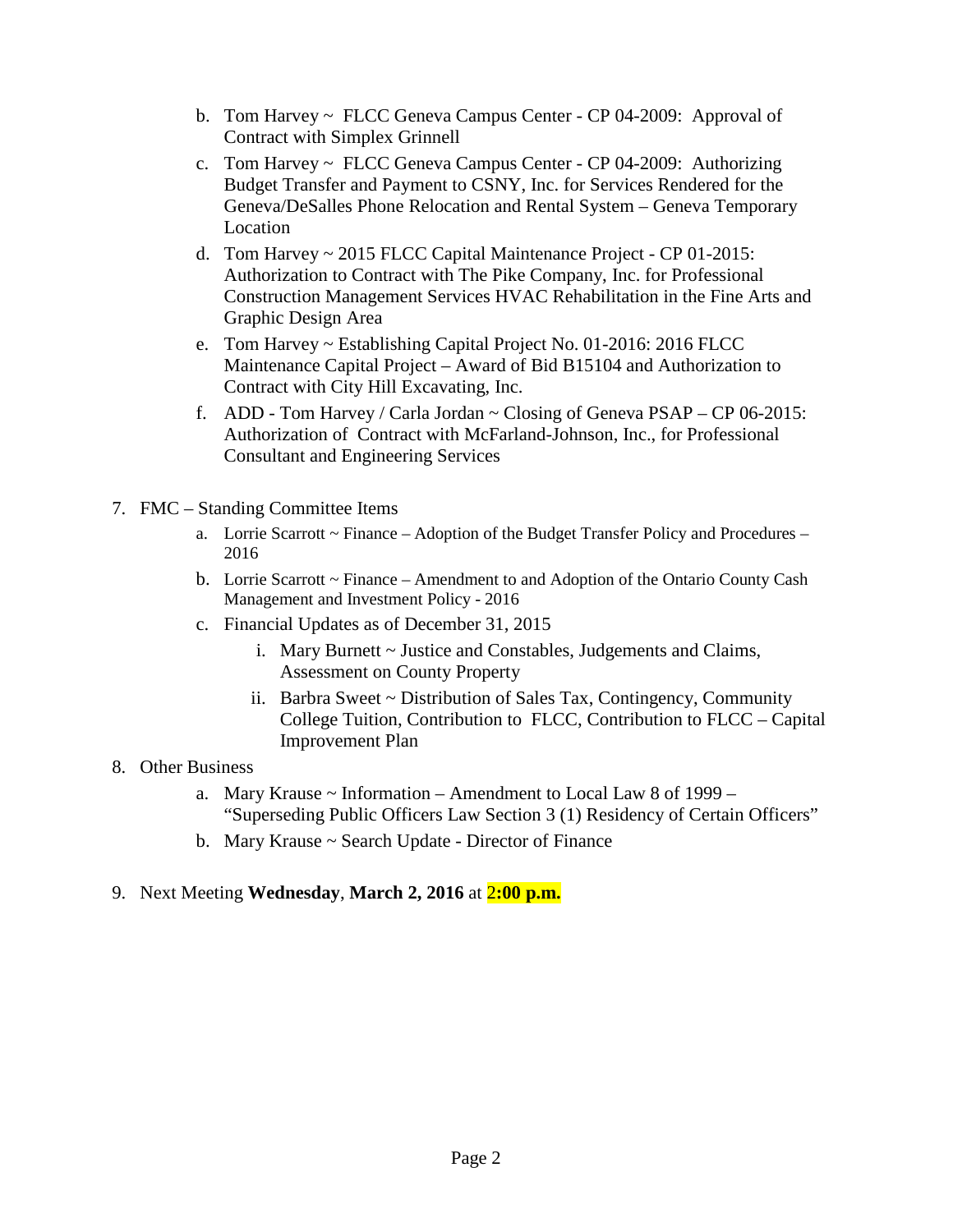b. Tom Harvey ~ FLCC Geneva Campus Center - CP 04-2009: Approval of Contract with Simplex Grinnell
   c. Tom Harvey ~ FLCC Geneva Campus Center - CP 04-2009: Authorizing Budget Transfer and Payment to CSNY, Inc. for Services Rendered for the Geneva/DeSalles Phone Relocation and Rental System – Geneva Temporary Location
   d. Tom Harvey ~ 2015 FLCC Capital Maintenance Project - CP 01-2015: Authorization to Contract with The Pike Company, Inc. for Professional Construction Management Services HVAC Rehabilitation in the Fine Arts and Graphic Design Area
   e. Tom Harvey ~ Establishing Capital Project No. 01-2016: 2016 FLCC Maintenance Capital Project – Award of Bid B15104 and Authorization to Contract with City Hill Excavating, Inc.
   f. ADD - Tom Harvey / Carla Jordan ~ Closing of Geneva PSAP – CP 06-2015: Authorization of Contract with McFarland-Johnson, Inc., for Professional Consultant and Engineering Services

7. FMC – Standing Committee Items
   a. Lorrie Scarrott ~ Finance – Adoption of the Budget Transfer Policy and Procedures – 2016
   b. Lorrie Scarrott ~ Finance – Amendment to and Adoption of the Ontario County Cash Management and Investment Policy - 2016
   c. Financial Updates as of December 31, 2015
      i. Mary Burnett ~ Justice and Constables, Judgements and Claims, Assessment on County Property
      ii. Barbra Sweet ~ Distribution of Sales Tax, Contingency, Community College Tuition, Contribution to FLCC, Contribution to FLCC – Capital Improvement Plan

8. Other Business
   a. Mary Krause ~ Information – Amendment to Local Law 8 of 1999 – "Superseding Public Officers Law Section 3 (1) Residency of Certain Officers"
   b. Mary Krause ~ Search Update - Director of Finance

9. Next Meeting **Wednesday**, **March 2, 2016** at **2:00 p.m.**